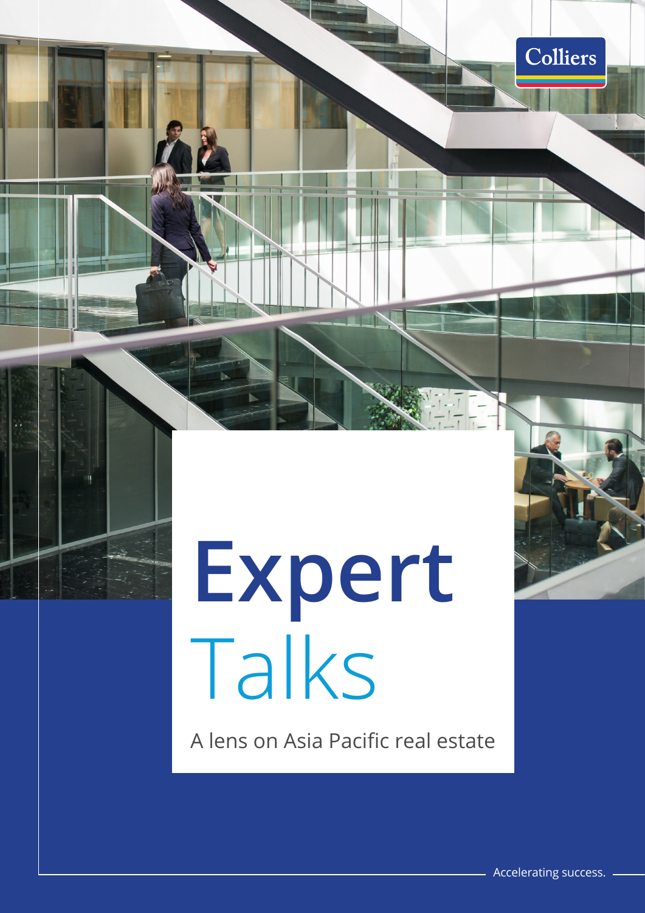Colliers

# Expert Talks

A lens on Asia Pacific real estate

Accelerating success.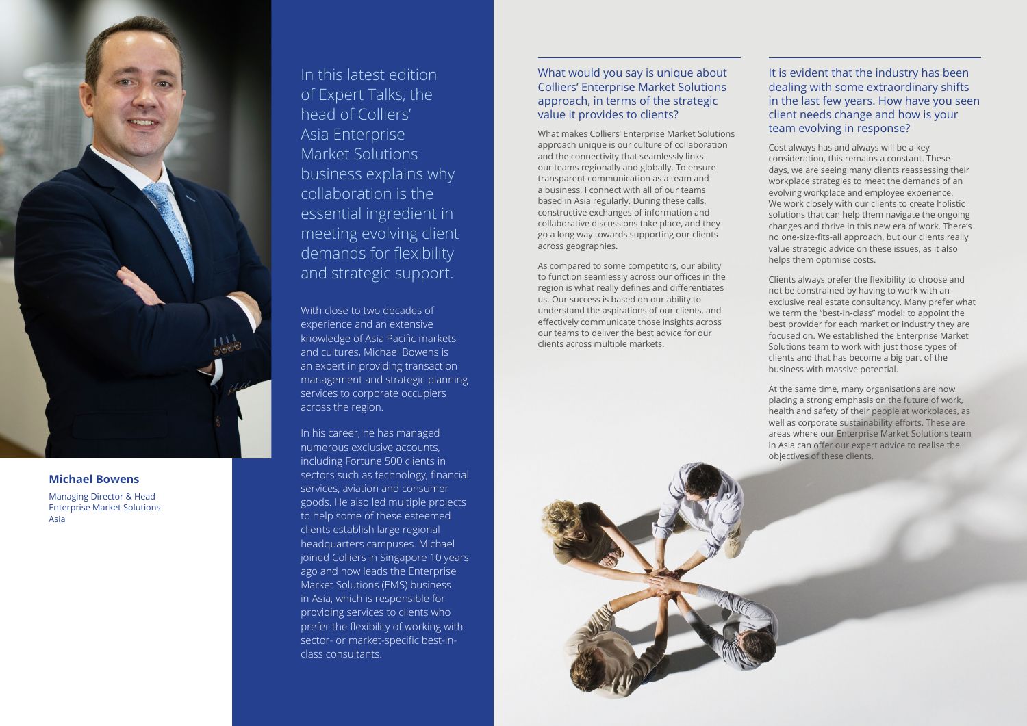**Michael Bowens**

Managing Director & Head
Enterprise Market Solutions
Asia

## In this latest edition of Expert Talks, the head of Colliers' Asia Enterprise Market Solutions business explains why collaboration is the essential ingredient in meeting evolving client demands for flexibility and strategic support.

With close to two decades of experience and an extensive knowledge of Asia Pacific markets and cultures, Michael Bowens is an expert in providing transaction management and strategic planning services to corporate occupiers across the region.

In his career, he has managed numerous exclusive accounts, including Fortune 500 clients in sectors such as technology, financial services, aviation and consumer goods. He also led multiple projects to help some of these esteemed clients establish large regional headquarters campuses. Michael joined Colliers in Singapore 10 years ago and now leads the Enterprise Market Solutions (EMS) business in Asia, which is responsible for providing services to clients who prefer the flexibility of working with sector- or market-specific best-in-class consultants.

### What would you say is unique about Colliers' Enterprise Market Solutions approach, in terms of the strategic value it provides to clients?

What makes Colliers' Enterprise Market Solutions approach unique is our culture of collaboration and the connectivity that seamlessly links our teams regionally and globally. To ensure transparent communication as a team and a business, I connect with all of our teams based in Asia regularly. During these calls, constructive exchanges of information and collaborative discussions take place, and they go a long way towards supporting our clients across geographies.

As compared to some competitors, our ability to function seamlessly across our offices in the region is what really defines and differentiates us. Our success is based on our ability to understand the aspirations of our clients, and effectively communicate those insights across our teams to deliver the best advice for our clients across multiple markets.

### It is evident that the industry has been dealing with some extraordinary shifts in the last few years. How have you seen client needs change and how is your team evolving in response?

Cost always has and always will be a key consideration, this remains a constant. These days, we are seeing many clients reassessing their workplace strategies to meet the demands of an evolving workplace and employee experience. We work closely with our clients to create holistic solutions that can help them navigate the ongoing changes and thrive in this new era of work. There's no one-size-fits-all approach, but our clients really value strategic advice on these issues, as it also helps them optimise costs.

Clients always prefer the flexibility to choose and not be constrained by having to work with an exclusive real estate consultancy. Many prefer what we term the "best-in-class" model: to appoint the best provider for each market or industry they are focused on. We established the Enterprise Market Solutions team to work with just those types of clients and that has become a big part of the business with massive potential.

At the same time, many organisations are now placing a strong emphasis on the future of work, health and safety of their people at workplaces, as well as corporate sustainability efforts. These are areas where our Enterprise Market Solutions team in Asia can offer our expert advice to realise the objectives of these clients.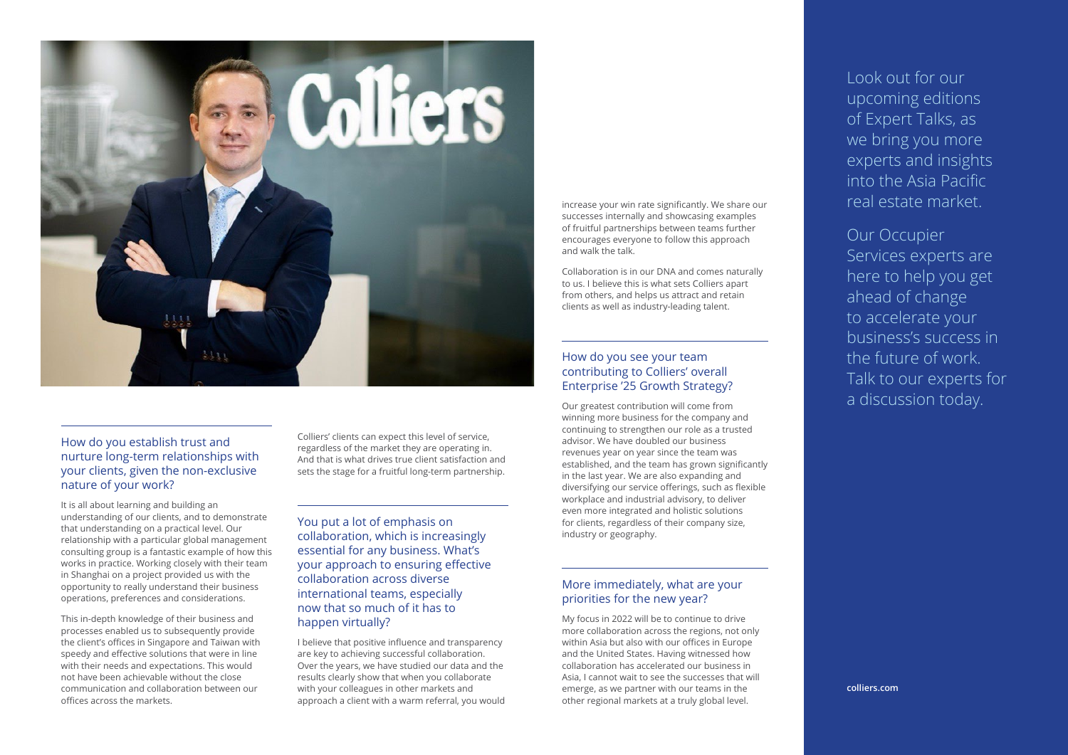### How do you establish trust and nurture long-term relationships with your clients, given the non-exclusive nature of your work?

It is all about learning and building an understanding of our clients, and to demonstrate that understanding on a practical level. Our relationship with a particular global management consulting group is a fantastic example of how this works in practice. Working closely with their team in Shanghai on a project provided us with the opportunity to really understand their business operations, preferences and considerations.

This in-depth knowledge of their business and processes enabled us to subsequently provide the client's offices in Singapore and Taiwan with speedy and effective solutions that were in line with their needs and expectations. This would not have been achievable without the close communication and collaboration between our offices across the markets.

Colliers' clients can expect this level of service, regardless of the market they are operating in. And that is what drives true client satisfaction and sets the stage for a fruitful long-term partnership.

### You put a lot of emphasis on collaboration, which is increasingly essential for any business. What's your approach to ensuring effective collaboration across diverse international teams, especially now that so much of it has to happen virtually?

I believe that positive influence and transparency are key to achieving successful collaboration. Over the years, we have studied our data and the results clearly show that when you collaborate with your colleagues in other markets and approach a client with a warm referral, you would increase your win rate significantly. We share our successes internally and showcasing examples of fruitful partnerships between teams further encourages everyone to follow this approach and walk the talk.

Collaboration is in our DNA and comes naturally to us. I believe this is what sets Colliers apart from others, and helps us attract and retain clients as well as industry-leading talent.

### How do you see your team contributing to Colliers' overall Enterprise '25 Growth Strategy?

Our greatest contribution will come from winning more business for the company and continuing to strengthen our role as a trusted advisor. We have doubled our business revenues year on year since the team was established, and the team has grown significantly in the last year. We are also expanding and diversifying our service offerings, such as flexible workplace and industrial advisory, to deliver even more integrated and holistic solutions for clients, regardless of their company size, industry or geography.

### More immediately, what are your priorities for the new year?

My focus in 2022 will be to continue to drive more collaboration across the regions, not only within Asia but also with our offices in Europe and the United States. Having witnessed how collaboration has accelerated our business in Asia, I cannot wait to see the successes that will emerge, as we partner with our teams in the other regional markets at a truly global level.

Look out for our upcoming editions of Expert Talks, as we bring you more experts and insights into the Asia Pacific real estate market.

Our Occupier Services experts are here to help you get ahead of change to accelerate your business's success in the future of work. Talk to our experts for a discussion today.

**colliers.com**